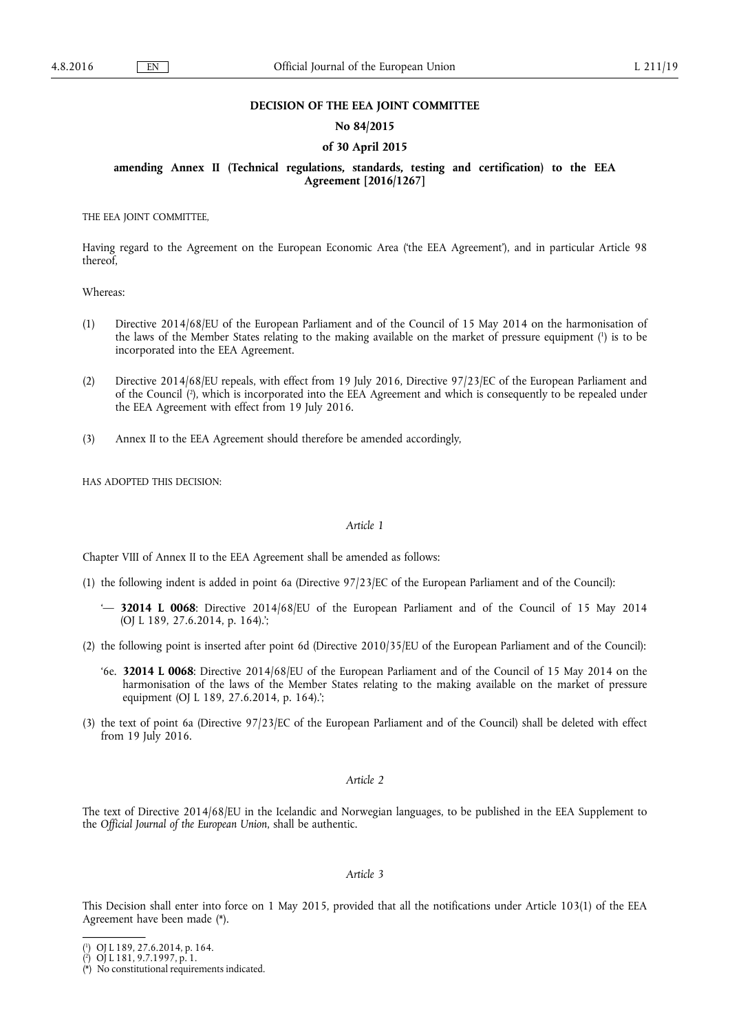**DECISION OF THE EEA JOINT COMMITTEE**

**No 84/2015**

**of 30 April 2015**

**amending Annex II (Technical regulations, standards, testing and certification) to the EEA Agreement [2016/1267]**

THE EEA JOINT COMMITTEE,

Having regard to the Agreement on the European Economic Area ('the EEA Agreement'), and in particular Article 98 thereof,

Whereas:

(1) Directive 2014/68/EU of the European Parliament and of the Council of 15 May 2014 on the harmonisation of the laws of the Member States relating to the making available on the market of pressure equipment [1] is to be incorporated into the EEA Agreement.

(2) Directive 2014/68/EU repeals, with effect from 19 July 2016, Directive 97/23/EC of the European Parliament and of the Council [2], which is incorporated into the EEA Agreement and which is consequently to be repealed under the EEA Agreement with effect from 19 July 2016.

(3) Annex II to the EEA Agreement should therefore be amended accordingly,

HAS ADOPTED THIS DECISION:

*Article 1*

Chapter VIII of Annex II to the EEA Agreement shall be amended as follows:

(1) the following indent is added in point 6a (Directive 97/23/EC of the European Parliament and of the Council):

'— **32014 L 0068**: Directive 2014/68/EU of the European Parliament and of the Council of 15 May 2014 (OJ L 189, 27.6.2014, p. 164).';

(2) the following point is inserted after point 6d (Directive 2010/35/EU of the European Parliament and of the Council):

'6e. **32014 L 0068**: Directive 2014/68/EU of the European Parliament and of the Council of 15 May 2014 on the harmonisation of the laws of the Member States relating to the making available on the market of pressure equipment (OJ L 189, 27.6.2014, p. 164).';

(3) the text of point 6a (Directive 97/23/EC of the European Parliament and of the Council) shall be deleted with effect from 19 July 2016.

*Article 2*

The text of Directive 2014/68/EU in the Icelandic and Norwegian languages, to be published in the EEA Supplement to the *Official Journal of the European Union*, shall be authentic.

*Article 3*

This Decision shall enter into force on 1 May 2015, provided that all the notifications under Article 103(1) of the EEA Agreement have been made (*).

---

[1] OJ L 189, 27.6.2014, p. 164.

[2] OJ L 181, 9.7.1997, p. 1.

(*) No constitutional requirements indicated.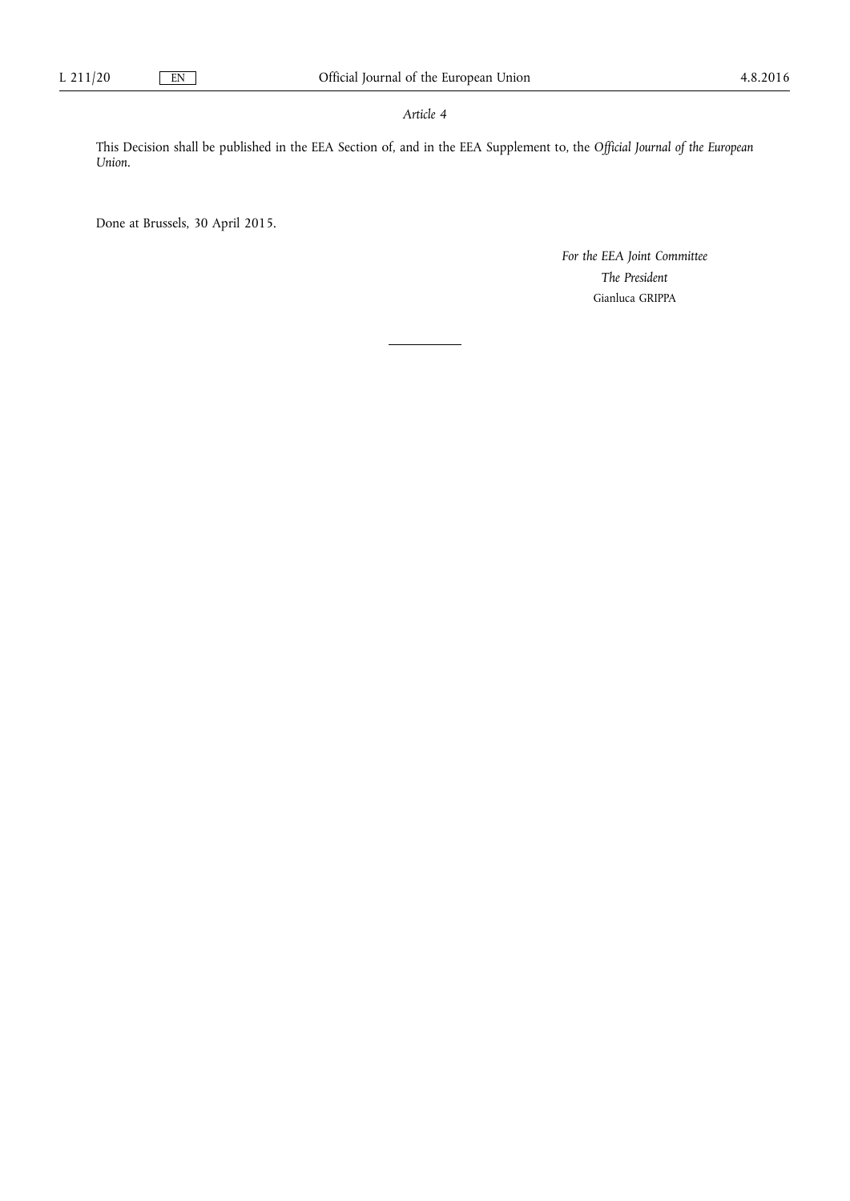*Article 4*

This Decision shall be published in the EEA Section of, and in the EEA Supplement to, the *Official Journal of the European Union*.

Done at Brussels, 30 April 2015.

*For the EEA Joint Committee*

*The President*

Gianluca GRIPPA